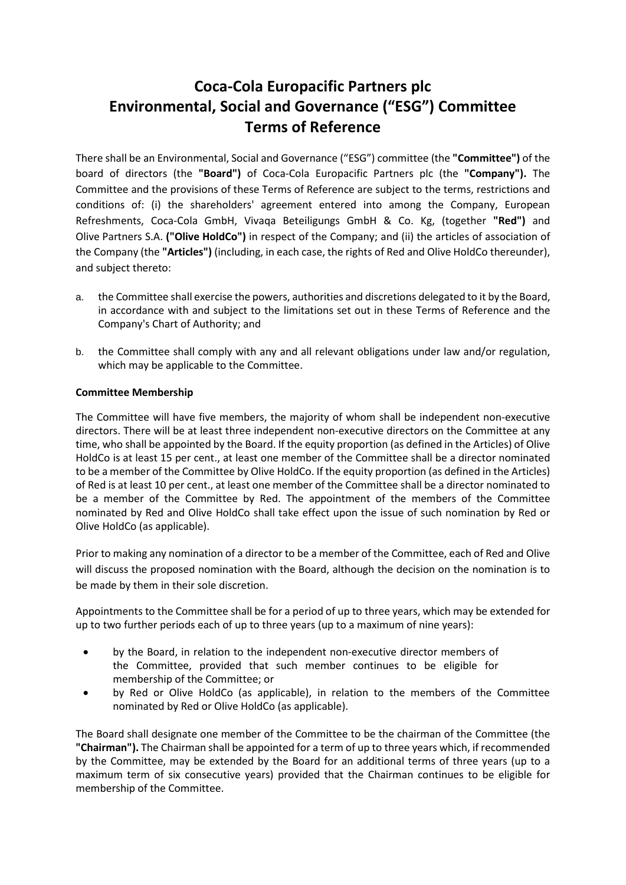# Coca-Cola Europacific Partners plc
# Environmental, Social and Governance ("ESG") Committee
# Terms of Reference

There shall be an Environmental, Social and Governance ("ESG") committee (the **"Committee")** of the board of directors (the **"Board")** of Coca-Cola Europacific Partners plc (the **"Company").** The Committee and the provisions of these Terms of Reference are subject to the terms, restrictions and conditions of: (i) the shareholders' agreement entered into among the Company, European Refreshments, Coca-Cola GmbH, Vivaqa Beteiligungs GmbH & Co. Kg, (together **"Red")** and Olive Partners S.A. **("Olive HoldCo")** in respect of the Company; and (ii) the articles of association of the Company (the **"Articles")** (including, in each case, the rights of Red and Olive HoldCo thereunder), and subject thereto:

a. the Committee shall exercise the powers, authorities and discretions delegated to it by the Board, in accordance with and subject to the limitations set out in these Terms of Reference and the Company's Chart of Authority; and

b. the Committee shall comply with any and all relevant obligations under law and/or regulation, which may be applicable to the Committee.

**Committee Membership**

The Committee will have five members, the majority of whom shall be independent non-executive directors. There will be at least three independent non-executive directors on the Committee at any time, who shall be appointed by the Board. If the equity proportion (as defined in the Articles) of Olive HoldCo is at least 15 per cent., at least one member of the Committee shall be a director nominated to be a member of the Committee by Olive HoldCo. If the equity proportion (as defined in the Articles) of Red is at least 10 per cent., at least one member of the Committee shall be a director nominated to be a member of the Committee by Red. The appointment of the members of the Committee nominated by Red and Olive HoldCo shall take effect upon the issue of such nomination by Red or Olive HoldCo (as applicable).

Prior to making any nomination of a director to be a member of the Committee, each of Red and Olive will discuss the proposed nomination with the Board, although the decision on the nomination is to be made by them in their sole discretion.

Appointments to the Committee shall be for a period of up to three years, which may be extended for up to two further periods each of up to three years (up to a maximum of nine years):

- by the Board, in relation to the independent non-executive director members of the Committee, provided that such member continues to be eligible for membership of the Committee; or
- by Red or Olive HoldCo (as applicable), in relation to the members of the Committee nominated by Red or Olive HoldCo (as applicable).

The Board shall designate one member of the Committee to be the chairman of the Committee (the **"Chairman").** The Chairman shall be appointed for a term of up to three years which, if recommended by the Committee, may be extended by the Board for an additional terms of three years (up to a maximum term of six consecutive years) provided that the Chairman continues to be eligible for membership of the Committee.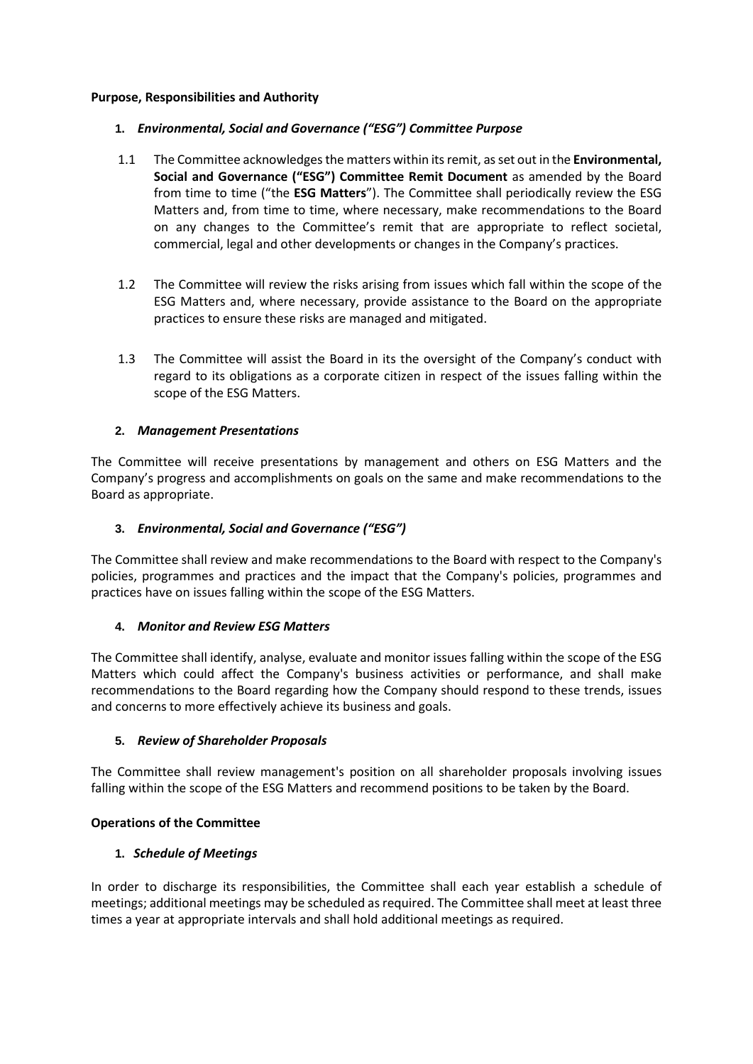**Purpose, Responsibilities and Authority**

1. ***Environmental, Social and Governance ("ESG") Committee Purpose***

1.1 The Committee acknowledges the matters within its remit, as set out in the **Environmental, Social and Governance ("ESG") Committee Remit Document** as amended by the Board from time to time ("the **ESG Matters**"). The Committee shall periodically review the ESG Matters and, from time to time, where necessary, make recommendations to the Board on any changes to the Committee's remit that are appropriate to reflect societal, commercial, legal and other developments or changes in the Company's practices.

1.2 The Committee will review the risks arising from issues which fall within the scope of the ESG Matters and, where necessary, provide assistance to the Board on the appropriate practices to ensure these risks are managed and mitigated.

1.3 The Committee will assist the Board in its the oversight of the Company's conduct with regard to its obligations as a corporate citizen in respect of the issues falling within the scope of the ESG Matters.

2. ***Management Presentations***

The Committee will receive presentations by management and others on ESG Matters and the Company's progress and accomplishments on goals on the same and make recommendations to the Board as appropriate.

3. ***Environmental, Social and Governance ("ESG")***

The Committee shall review and make recommendations to the Board with respect to the Company's policies, programmes and practices and the impact that the Company's policies, programmes and practices have on issues falling within the scope of the ESG Matters.

4. ***Monitor and Review ESG Matters***

The Committee shall identify, analyse, evaluate and monitor issues falling within the scope of the ESG Matters which could affect the Company's business activities or performance, and shall make recommendations to the Board regarding how the Company should respond to these trends, issues and concerns to more effectively achieve its business and goals.

5. ***Review of Shareholder Proposals***

The Committee shall review management's position on all shareholder proposals involving issues falling within the scope of the ESG Matters and recommend positions to be taken by the Board.

**Operations of the Committee**

1. ***Schedule of Meetings***

In order to discharge its responsibilities, the Committee shall each year establish a schedule of meetings; additional meetings may be scheduled as required. The Committee shall meet at least three times a year at appropriate intervals and shall hold additional meetings as required.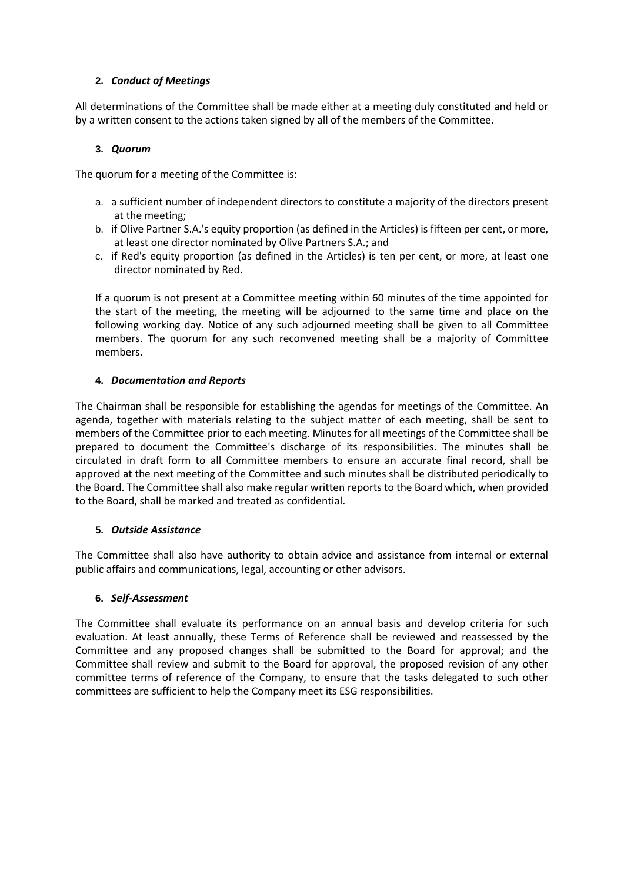## 2. *Conduct of Meetings*

All determinations of the Committee shall be made either at a meeting duly constituted and held or by a written consent to the actions taken signed by all of the members of the Committee.

## 3. *Quorum*

The quorum for a meeting of the Committee is:

a. a sufficient number of independent directors to constitute a majority of the directors present at the meeting;
b. if Olive Partner S.A.'s equity proportion (as defined in the Articles) is fifteen per cent, or more, at least one director nominated by Olive Partners S.A.; and
c. if Red's equity proportion (as defined in the Articles) is ten per cent, or more, at least one director nominated by Red.

If a quorum is not present at a Committee meeting within 60 minutes of the time appointed for the start of the meeting, the meeting will be adjourned to the same time and place on the following working day. Notice of any such adjourned meeting shall be given to all Committee members. The quorum for any such reconvened meeting shall be a majority of Committee members.

## 4. *Documentation and Reports*

The Chairman shall be responsible for establishing the agendas for meetings of the Committee. An agenda, together with materials relating to the subject matter of each meeting, shall be sent to members of the Committee prior to each meeting. Minutes for all meetings of the Committee shall be prepared to document the Committee's discharge of its responsibilities. The minutes shall be circulated in draft form to all Committee members to ensure an accurate final record, shall be approved at the next meeting of the Committee and such minutes shall be distributed periodically to the Board. The Committee shall also make regular written reports to the Board which, when provided to the Board, shall be marked and treated as confidential.

## 5. *Outside Assistance*

The Committee shall also have authority to obtain advice and assistance from internal or external public affairs and communications, legal, accounting or other advisors.

## 6. *Self-Assessment*

The Committee shall evaluate its performance on an annual basis and develop criteria for such evaluation. At least annually, these Terms of Reference shall be reviewed and reassessed by the Committee and any proposed changes shall be submitted to the Board for approval; and the Committee shall review and submit to the Board for approval, the proposed revision of any other committee terms of reference of the Company, to ensure that the tasks delegated to such other committees are sufficient to help the Company meet its ESG responsibilities.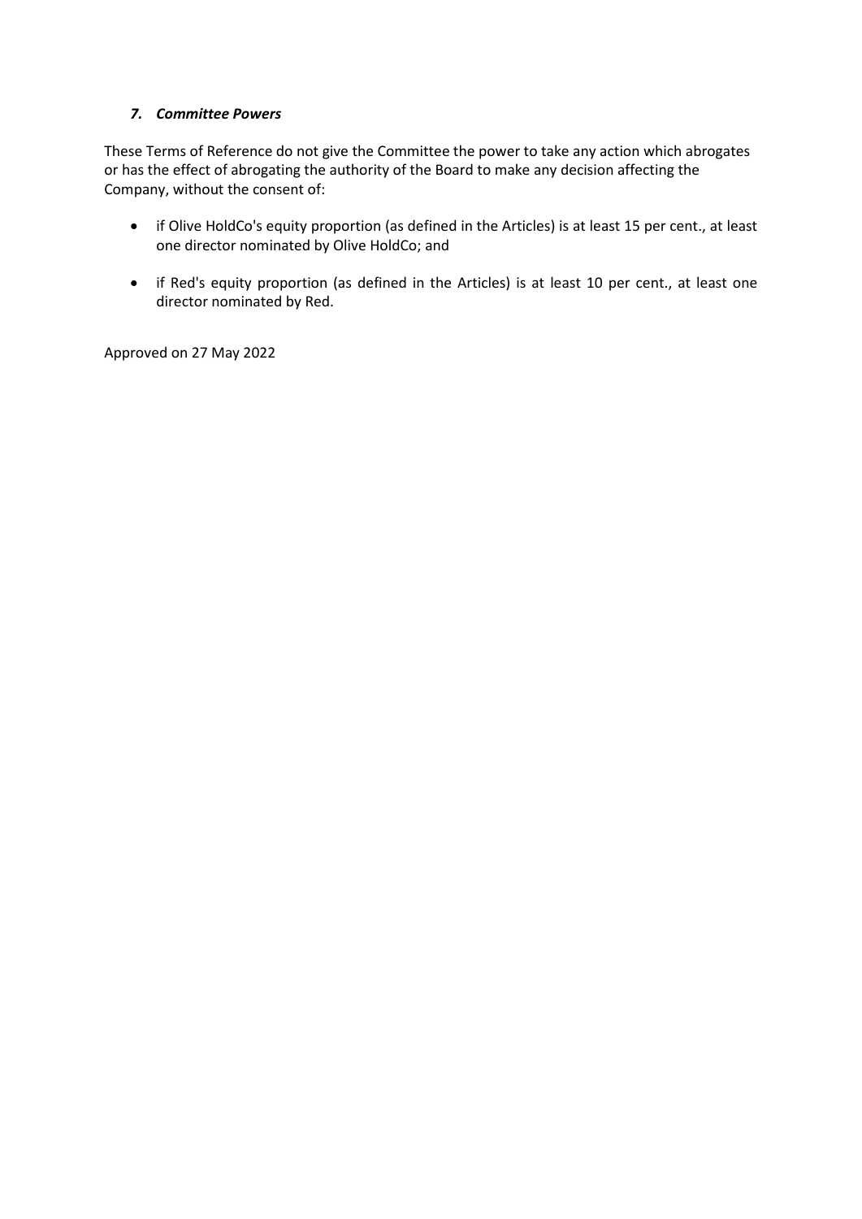### *7. Committee Powers*

These Terms of Reference do not give the Committee the power to take any action which abrogates or has the effect of abrogating the authority of the Board to make any decision affecting the Company, without the consent of:

- if Olive HoldCo's equity proportion (as defined in the Articles) is at least 15 per cent., at least one director nominated by Olive HoldCo; and
- if Red's equity proportion (as defined in the Articles) is at least 10 per cent., at least one director nominated by Red.

Approved on 27 May 2022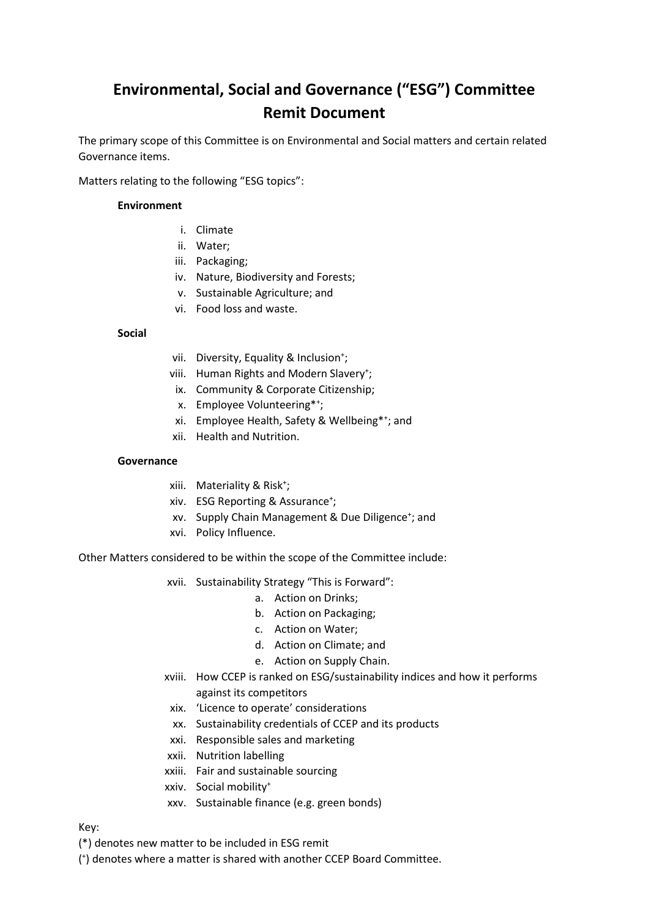# Environmental, Social and Governance (“ESG”) Committee Remit Document

The primary scope of this Committee is on Environmental and Social matters and certain related Governance items.

Matters relating to the following “ESG topics”:

**Environment**

i. Climate
ii. Water;
iii. Packaging;
iv. Nature, Biodiversity and Forests;
v. Sustainable Agriculture; and
vi. Food loss and waste.

**Social**

vii. Diversity, Equality & Inclusion⁺;
viii. Human Rights and Modern Slavery⁺;
ix. Community & Corporate Citizenship;
x. Employee Volunteering*⁺;
xi. Employee Health, Safety & Wellbeing*⁺; and
xii. Health and Nutrition.

**Governance**

xiii. Materiality & Risk⁺;
xiv. ESG Reporting & Assurance⁺;
xv. Supply Chain Management & Due Diligence⁺; and
xvi. Policy Influence.

Other Matters considered to be within the scope of the Committee include:

xvii. Sustainability Strategy “This is Forward”:
  a. Action on Drinks;
  b. Action on Packaging;
  c. Action on Water;
  d. Action on Climate; and
  e. Action on Supply Chain.
xviii. How CCEP is ranked on ESG/sustainability indices and how it performs against its competitors
xix. ‘Licence to operate’ considerations
xx. Sustainability credentials of CCEP and its products
xxi. Responsible sales and marketing
xxii. Nutrition labelling
xxiii. Fair and sustainable sourcing
xxiv. Social mobility⁺
xxv. Sustainable finance (e.g. green bonds)

Key:

(*) denotes new matter to be included in ESG remit

(⁺) denotes where a matter is shared with another CCEP Board Committee.